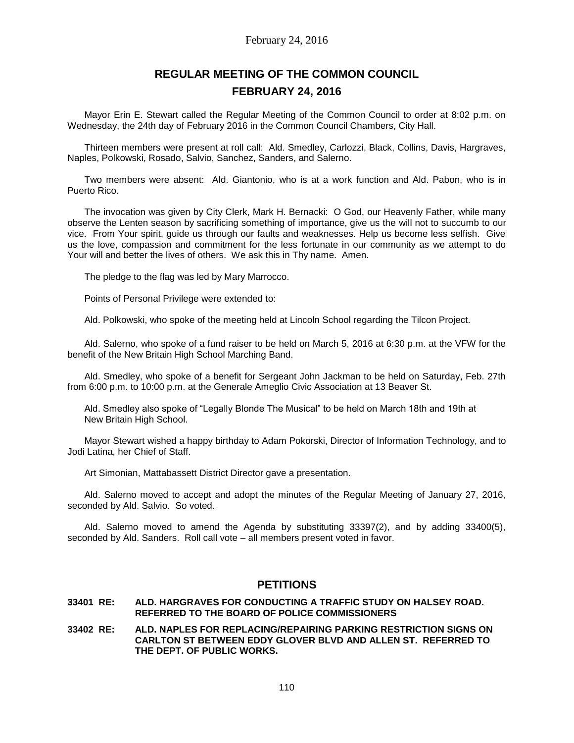February 24, 2016

# REGULAR MEETING OF THE COMMON COUNCIL
# FEBRUARY 24, 2016

Mayor Erin E. Stewart called the Regular Meeting of the Common Council to order at 8:02 p.m. on Wednesday, the 24th day of February 2016 in the Common Council Chambers, City Hall.

Thirteen members were present at roll call: Ald. Smedley, Carlozzi, Black, Collins, Davis, Hargraves, Naples, Polkowski, Rosado, Salvio, Sanchez, Sanders, and Salerno.

Two members were absent: Ald. Giantonio, who is at a work function and Ald. Pabon, who is in Puerto Rico.

The invocation was given by City Clerk, Mark H. Bernacki: O God, our Heavenly Father, while many observe the Lenten season by sacrificing something of importance, give us the will not to succumb to our vice. From Your spirit, guide us through our faults and weaknesses. Help us become less selfish. Give us the love, compassion and commitment for the less fortunate in our community as we attempt to do Your will and better the lives of others. We ask this in Thy name. Amen.

The pledge to the flag was led by Mary Marrocco.

Points of Personal Privilege were extended to:

Ald. Polkowski, who spoke of the meeting held at Lincoln School regarding the Tilcon Project.

Ald. Salerno, who spoke of a fund raiser to be held on March 5, 2016 at 6:30 p.m. at the VFW for the benefit of the New Britain High School Marching Band.

Ald. Smedley, who spoke of a benefit for Sergeant John Jackman to be held on Saturday, Feb. 27th from 6:00 p.m. to 10:00 p.m. at the Generale Ameglio Civic Association at 13 Beaver St.

Ald. Smedley also spoke of "Legally Blonde The Musical" to be held on March 18th and 19th at New Britain High School.

Mayor Stewart wished a happy birthday to Adam Pokorski, Director of Information Technology, and to Jodi Latina, her Chief of Staff.

Art Simonian, Mattabassett District Director gave a presentation.

Ald. Salerno moved to accept and adopt the minutes of the Regular Meeting of January 27, 2016, seconded by Ald. Salvio. So voted.

Ald. Salerno moved to amend the Agenda by substituting 33397(2), and by adding 33400(5), seconded by Ald. Sanders. Roll call vote – all members present voted in favor.

## PETITIONS

**33401 RE: ALD. HARGRAVES FOR CONDUCTING A TRAFFIC STUDY ON HALSEY ROAD. REFERRED TO THE BOARD OF POLICE COMMISSIONERS**

**33402 RE: ALD. NAPLES FOR REPLACING/REPAIRING PARKING RESTRICTION SIGNS ON CARLTON ST BETWEEN EDDY GLOVER BLVD AND ALLEN ST. REFERRED TO THE DEPT. OF PUBLIC WORKS.**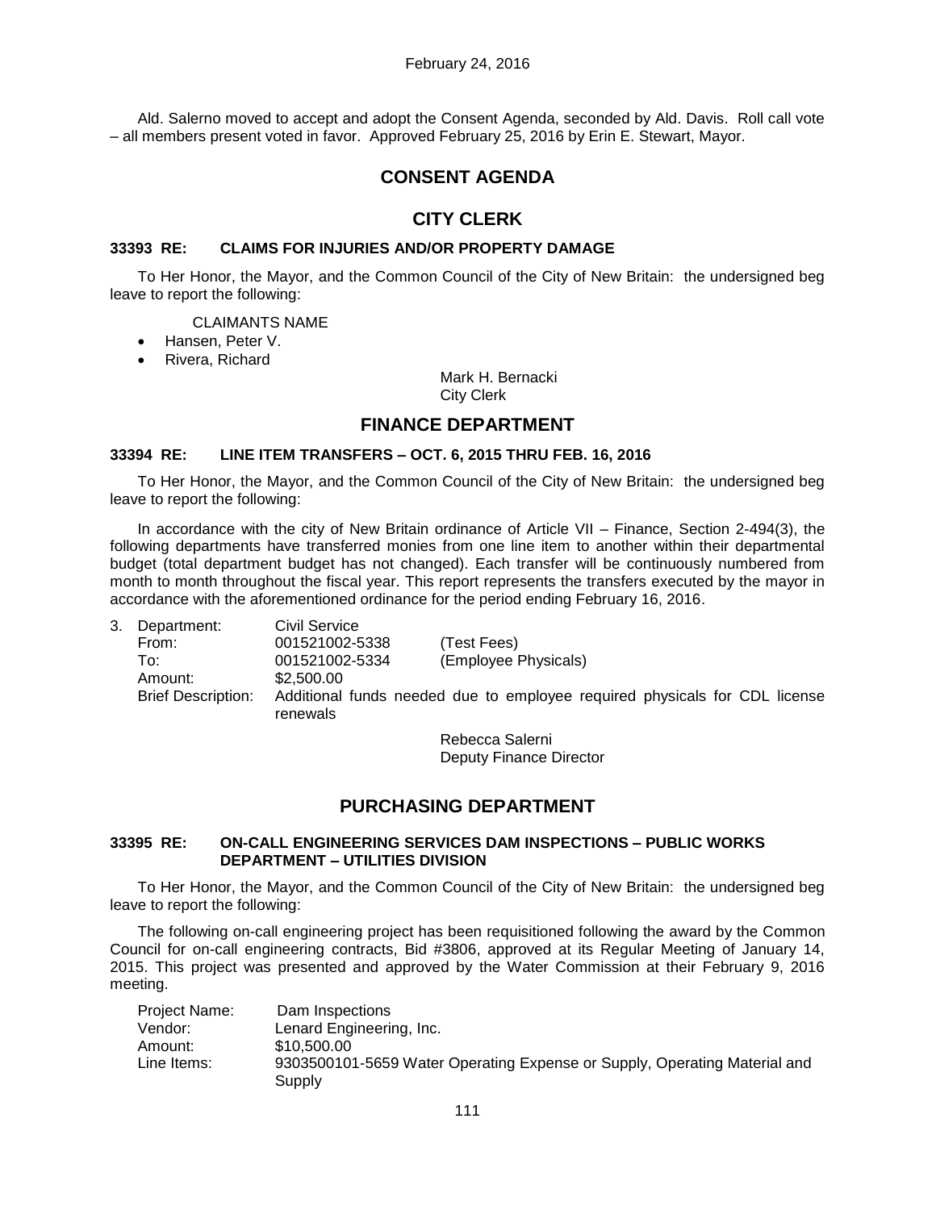February 24, 2016

Ald. Salerno moved to accept and adopt the Consent Agenda, seconded by Ald. Davis. Roll call vote – all members present voted in favor. Approved February 25, 2016 by Erin E. Stewart, Mayor.

# CONSENT AGENDA

## CITY CLERK

### 33393 RE: CLAIMS FOR INJURIES AND/OR PROPERTY DAMAGE

To Her Honor, the Mayor, and the Common Council of the City of New Britain: the undersigned beg leave to report the following:

CLAIMANTS NAME

- Hansen, Peter V.
- Rivera, Richard

Mark H. Bernacki
City Clerk

## FINANCE DEPARTMENT

### 33394 RE: LINE ITEM TRANSFERS – OCT. 6, 2015 THRU FEB. 16, 2016

To Her Honor, the Mayor, and the Common Council of the City of New Britain: the undersigned beg leave to report the following:

In accordance with the city of New Britain ordinance of Article VII – Finance, Section 2-494(3), the following departments have transferred monies from one line item to another within their departmental budget (total department budget has not changed). Each transfer will be continuously numbered from month to month throughout the fiscal year. This report represents the transfers executed by the mayor in accordance with the aforementioned ordinance for the period ending February 16, 2016.

3. Department: Civil Service
   From: 001521002-5338 (Test Fees)
   To: 001521002-5334 (Employee Physicals)
   Amount: $2,500.00
   Brief Description: Additional funds needed due to employee required physicals for CDL license renewals

Rebecca Salerni
Deputy Finance Director

## PURCHASING DEPARTMENT

### 33395 RE: ON-CALL ENGINEERING SERVICES DAM INSPECTIONS – PUBLIC WORKS DEPARTMENT – UTILITIES DIVISION

To Her Honor, the Mayor, and the Common Council of the City of New Britain: the undersigned beg leave to report the following:

The following on-call engineering project has been requisitioned following the award by the Common Council for on-call engineering contracts, Bid #3806, approved at its Regular Meeting of January 14, 2015. This project was presented and approved by the Water Commission at their February 9, 2016 meeting.

Project Name: Dam Inspections
Vendor: Lenard Engineering, Inc.
Amount: $10,500.00
Line Items: 9303500101-5659 Water Operating Expense or Supply, Operating Material and Supply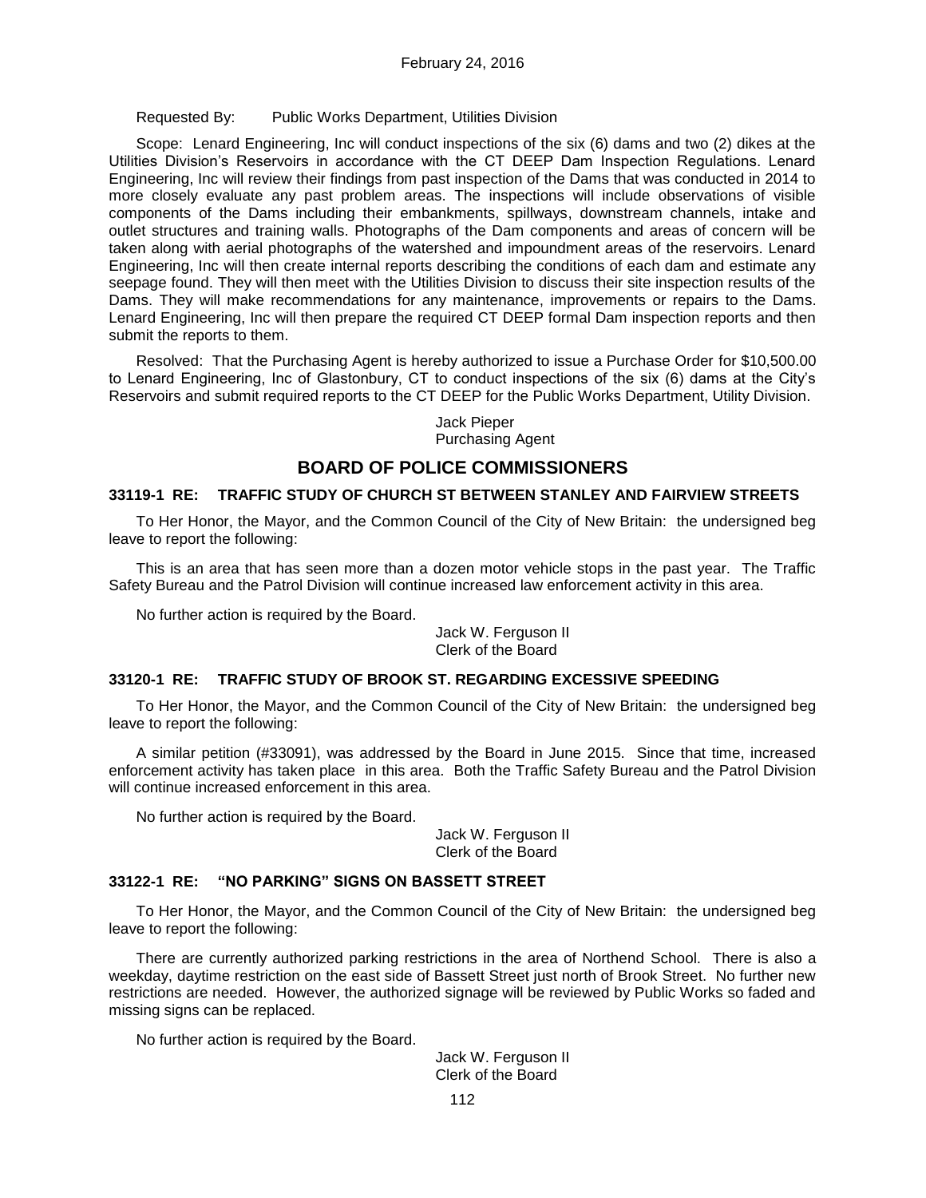Requested By: Public Works Department, Utilities Division

Scope: Lenard Engineering, Inc will conduct inspections of the six (6) dams and two (2) dikes at the Utilities Division's Reservoirs in accordance with the CT DEEP Dam Inspection Regulations. Lenard Engineering, Inc will review their findings from past inspection of the Dams that was conducted in 2014 to more closely evaluate any past problem areas. The inspections will include observations of visible components of the Dams including their embankments, spillways, downstream channels, intake and outlet structures and training walls. Photographs of the Dam components and areas of concern will be taken along with aerial photographs of the watershed and impoundment areas of the reservoirs. Lenard Engineering, Inc will then create internal reports describing the conditions of each dam and estimate any seepage found. They will then meet with the Utilities Division to discuss their site inspection results of the Dams. They will make recommendations for any maintenance, improvements or repairs to the Dams. Lenard Engineering, Inc will then prepare the required CT DEEP formal Dam inspection reports and then submit the reports to them.

Resolved: That the Purchasing Agent is hereby authorized to issue a Purchase Order for $10,500.00 to Lenard Engineering, Inc of Glastonbury, CT to conduct inspections of the six (6) dams at the City's Reservoirs and submit required reports to the CT DEEP for the Public Works Department, Utility Division.

Jack Pieper
Purchasing Agent

## BOARD OF POLICE COMMISSIONERS

### 33119-1 RE: TRAFFIC STUDY OF CHURCH ST BETWEEN STANLEY AND FAIRVIEW STREETS

To Her Honor, the Mayor, and the Common Council of the City of New Britain: the undersigned beg leave to report the following:

This is an area that has seen more than a dozen motor vehicle stops in the past year. The Traffic Safety Bureau and the Patrol Division will continue increased law enforcement activity in this area.

No further action is required by the Board.

Jack W. Ferguson II
Clerk of the Board

### 33120-1 RE: TRAFFIC STUDY OF BROOK ST. REGARDING EXCESSIVE SPEEDING

To Her Honor, the Mayor, and the Common Council of the City of New Britain: the undersigned beg leave to report the following:

A similar petition (#33091), was addressed by the Board in June 2015. Since that time, increased enforcement activity has taken place in this area. Both the Traffic Safety Bureau and the Patrol Division will continue increased enforcement in this area.

No further action is required by the Board.

Jack W. Ferguson II
Clerk of the Board

### 33122-1 RE: "NO PARKING" SIGNS ON BASSETT STREET

To Her Honor, the Mayor, and the Common Council of the City of New Britain: the undersigned beg leave to report the following:

There are currently authorized parking restrictions in the area of Northend School. There is also a weekday, daytime restriction on the east side of Bassett Street just north of Brook Street. No further new restrictions are needed. However, the authorized signage will be reviewed by Public Works so faded and missing signs can be replaced.

No further action is required by the Board.

Jack W. Ferguson II
Clerk of the Board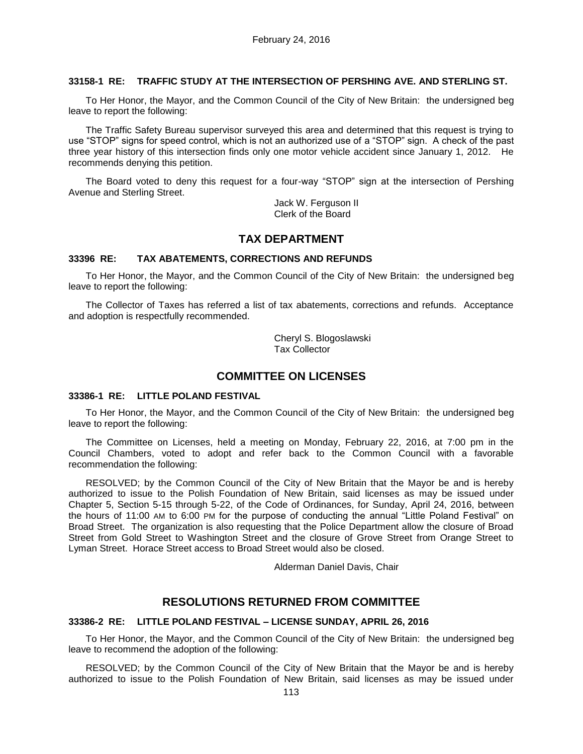**33158-1 RE: TRAFFIC STUDY AT THE INTERSECTION OF PERSHING AVE. AND STERLING ST.**

To Her Honor, the Mayor, and the Common Council of the City of New Britain: the undersigned beg leave to report the following:

The Traffic Safety Bureau supervisor surveyed this area and determined that this request is trying to use "STOP" signs for speed control, which is not an authorized use of a "STOP" sign. A check of the past three year history of this intersection finds only one motor vehicle accident since January 1, 2012. He recommends denying this petition.

The Board voted to deny this request for a four-way "STOP" sign at the intersection of Pershing Avenue and Sterling Street.

Jack W. Ferguson II
Clerk of the Board

## TAX DEPARTMENT

**33396 RE: TAX ABATEMENTS, CORRECTIONS AND REFUNDS**

To Her Honor, the Mayor, and the Common Council of the City of New Britain: the undersigned beg leave to report the following:

The Collector of Taxes has referred a list of tax abatements, corrections and refunds. Acceptance and adoption is respectfully recommended.

Cheryl S. Blogoslawski
Tax Collector

## COMMITTEE ON LICENSES

**33386-1 RE: LITTLE POLAND FESTIVAL**

To Her Honor, the Mayor, and the Common Council of the City of New Britain: the undersigned beg leave to report the following:

The Committee on Licenses, held a meeting on Monday, February 22, 2016, at 7:00 pm in the Council Chambers, voted to adopt and refer back to the Common Council with a favorable recommendation the following:

RESOLVED; by the Common Council of the City of New Britain that the Mayor be and is hereby authorized to issue to the Polish Foundation of New Britain, said licenses as may be issued under Chapter 5, Section 5-15 through 5-22, of the Code of Ordinances, for Sunday, April 24, 2016, between the hours of 11:00 AM to 6:00 PM for the purpose of conducting the annual "Little Poland Festival" on Broad Street. The organization is also requesting that the Police Department allow the closure of Broad Street from Gold Street to Washington Street and the closure of Grove Street from Orange Street to Lyman Street. Horace Street access to Broad Street would also be closed.

Alderman Daniel Davis, Chair

## RESOLUTIONS RETURNED FROM COMMITTEE

**33386-2 RE: LITTLE POLAND FESTIVAL – LICENSE SUNDAY, APRIL 26, 2016**

To Her Honor, the Mayor, and the Common Council of the City of New Britain: the undersigned beg leave to recommend the adoption of the following:

RESOLVED; by the Common Council of the City of New Britain that the Mayor be and is hereby authorized to issue to the Polish Foundation of New Britain, said licenses as may be issued under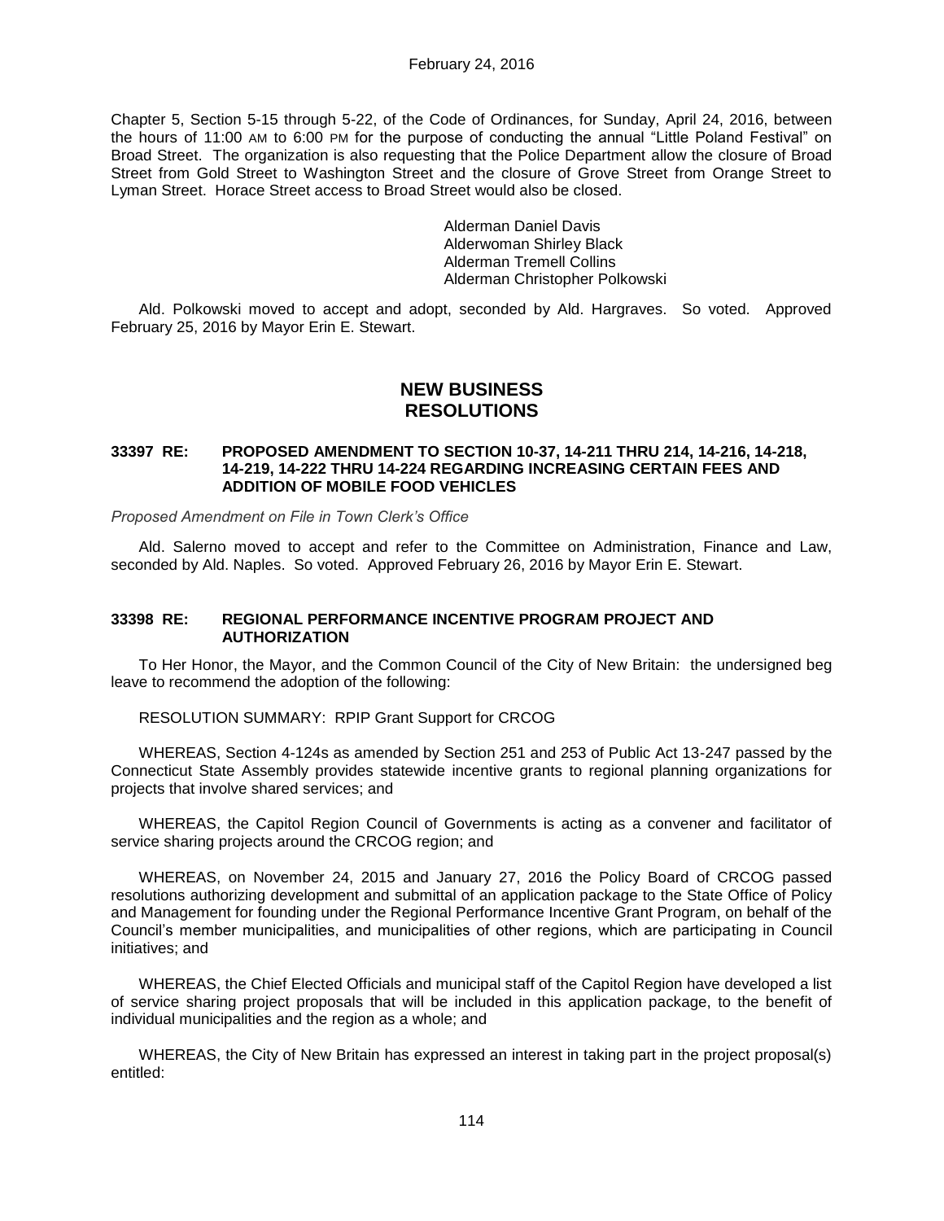Chapter 5, Section 5-15 through 5-22, of the Code of Ordinances, for Sunday, April 24, 2016, between the hours of 11:00 AM to 6:00 PM for the purpose of conducting the annual "Little Poland Festival" on Broad Street. The organization is also requesting that the Police Department allow the closure of Broad Street from Gold Street to Washington Street and the closure of Grove Street from Orange Street to Lyman Street. Horace Street access to Broad Street would also be closed.

Alderman Daniel Davis
Alderwoman Shirley Black
Alderman Tremell Collins
Alderman Christopher Polkowski

Ald. Polkowski moved to accept and adopt, seconded by Ald. Hargraves. So voted. Approved February 25, 2016 by Mayor Erin E. Stewart.

## NEW BUSINESS RESOLUTIONS

### 33397 RE: PROPOSED AMENDMENT TO SECTION 10-37, 14-211 THRU 214, 14-216, 14-218, 14-219, 14-222 THRU 14-224 REGARDING INCREASING CERTAIN FEES AND ADDITION OF MOBILE FOOD VEHICLES

*Proposed Amendment on File in Town Clerk's Office*

Ald. Salerno moved to accept and refer to the Committee on Administration, Finance and Law, seconded by Ald. Naples. So voted. Approved February 26, 2016 by Mayor Erin E. Stewart.

### 33398 RE: REGIONAL PERFORMANCE INCENTIVE PROGRAM PROJECT AND AUTHORIZATION

To Her Honor, the Mayor, and the Common Council of the City of New Britain: the undersigned beg leave to recommend the adoption of the following:

RESOLUTION SUMMARY: RPIP Grant Support for CRCOG

WHEREAS, Section 4-124s as amended by Section 251 and 253 of Public Act 13-247 passed by the Connecticut State Assembly provides statewide incentive grants to regional planning organizations for projects that involve shared services; and

WHEREAS, the Capitol Region Council of Governments is acting as a convener and facilitator of service sharing projects around the CRCOG region; and

WHEREAS, on November 24, 2015 and January 27, 2016 the Policy Board of CRCOG passed resolutions authorizing development and submittal of an application package to the State Office of Policy and Management for founding under the Regional Performance Incentive Grant Program, on behalf of the Council's member municipalities, and municipalities of other regions, which are participating in Council initiatives; and

WHEREAS, the Chief Elected Officials and municipal staff of the Capitol Region have developed a list of service sharing project proposals that will be included in this application package, to the benefit of individual municipalities and the region as a whole; and

WHEREAS, the City of New Britain has expressed an interest in taking part in the project proposal(s) entitled: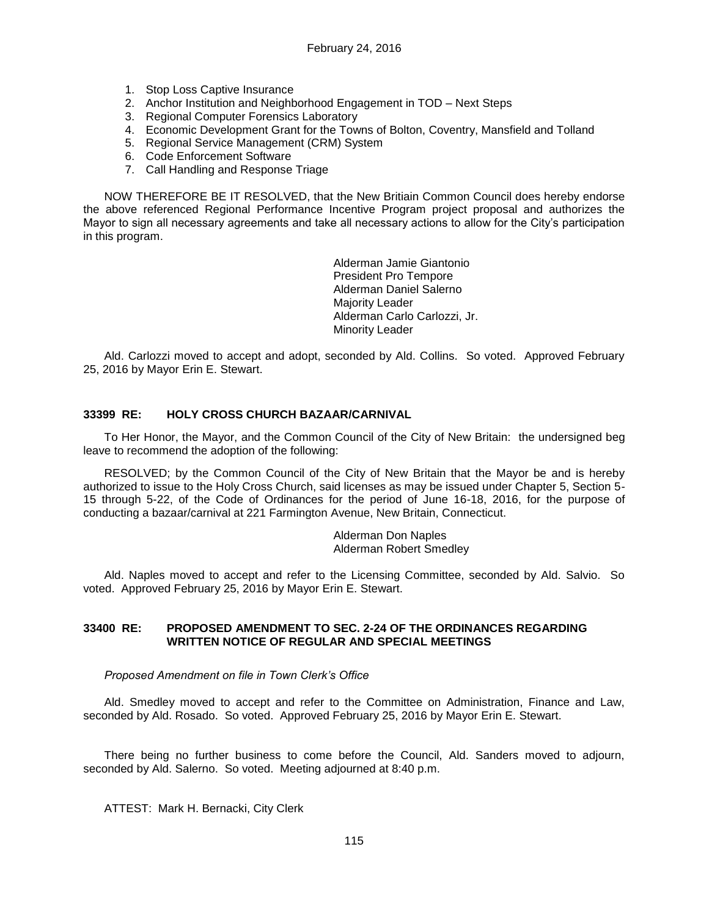1. Stop Loss Captive Insurance
2. Anchor Institution and Neighborhood Engagement in TOD – Next Steps
3. Regional Computer Forensics Laboratory
4. Economic Development Grant for the Towns of Bolton, Coventry, Mansfield and Tolland
5. Regional Service Management (CRM) System
6. Code Enforcement Software
7. Call Handling and Response Triage

NOW THEREFORE BE IT RESOLVED, that the New Britiain Common Council does hereby endorse the above referenced Regional Performance Incentive Program project proposal and authorizes the Mayor to sign all necessary agreements and take all necessary actions to allow for the City's participation in this program.

Alderman Jamie Giantonio
President Pro Tempore
Alderman Daniel Salerno
Majority Leader
Alderman Carlo Carlozzi, Jr.
Minority Leader

Ald. Carlozzi moved to accept and adopt, seconded by Ald. Collins. So voted. Approved February 25, 2016 by Mayor Erin E. Stewart.

**33399 RE: HOLY CROSS CHURCH BAZAAR/CARNIVAL**

To Her Honor, the Mayor, and the Common Council of the City of New Britain: the undersigned beg leave to recommend the adoption of the following:

RESOLVED; by the Common Council of the City of New Britain that the Mayor be and is hereby authorized to issue to the Holy Cross Church, said licenses as may be issued under Chapter 5, Section 5-15 through 5-22, of the Code of Ordinances for the period of June 16-18, 2016, for the purpose of conducting a bazaar/carnival at 221 Farmington Avenue, New Britain, Connecticut.

Alderman Don Naples
Alderman Robert Smedley

Ald. Naples moved to accept and refer to the Licensing Committee, seconded by Ald. Salvio. So voted. Approved February 25, 2016 by Mayor Erin E. Stewart.

**33400 RE: PROPOSED AMENDMENT TO SEC. 2-24 OF THE ORDINANCES REGARDING WRITTEN NOTICE OF REGULAR AND SPECIAL MEETINGS**

*Proposed Amendment on file in Town Clerk's Office*

Ald. Smedley moved to accept and refer to the Committee on Administration, Finance and Law, seconded by Ald. Rosado. So voted. Approved February 25, 2016 by Mayor Erin E. Stewart.

There being no further business to come before the Council, Ald. Sanders moved to adjourn, seconded by Ald. Salerno. So voted. Meeting adjourned at 8:40 p.m.

ATTEST: Mark H. Bernacki, City Clerk